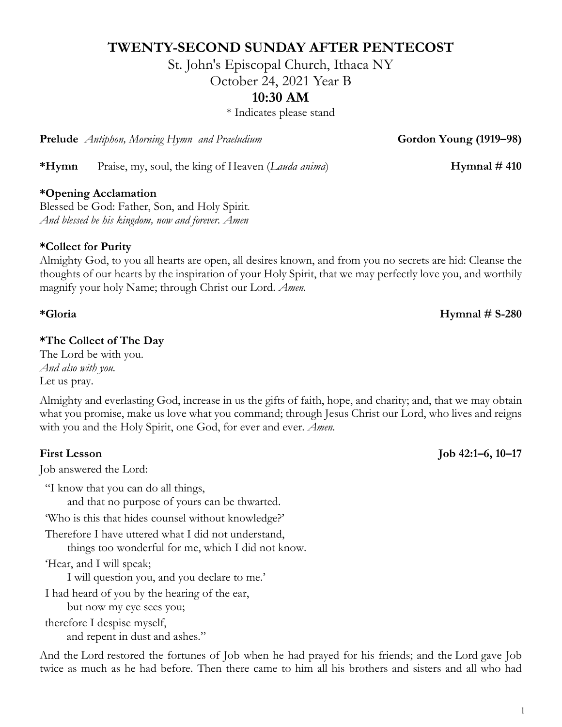# TWENTY-SECOND SUNDAY AFTER PENTECOST

St. John's Episcopal Church, Ithaca NY

October 24, 2021 Year B

**10:30 AM**

\* Indicates please stand

**Prelude** *Antiphon, Morning Hymn and Praeludium* **Gordon Young (1919–98)**

**\*Hymn** Praise, my, soul, the king of Heaven (*Lauda anima*) **Hymnal # 410**

**\*Opening Acclamation**

Blessed be God: Father, Son, and Holy Spirit.
*And blessed be his kingdom, now and forever. Amen*

**\*Collect for Purity**

Almighty God, to you all hearts are open, all desires known, and from you no secrets are hid: Cleanse the thoughts of our hearts by the inspiration of your Holy Spirit, that we may perfectly love you, and worthily magnify your holy Name; through Christ our Lord. *Amen.*

**\*Gloria** **Hymnal # S-280**

**\*The Collect of The Day**

The Lord be with you.
*And also with you.*
Let us pray.

Almighty and everlasting God, increase in us the gifts of faith, hope, and charity; and, that we may obtain what you promise, make us love what you command; through Jesus Christ our Lord, who lives and reigns with you and the Holy Spirit, one God, for ever and ever. *Amen.*

**First Lesson** **Job 42:1–6, 10–17**

Job answered the Lord:

"I know that you can do all things,
and that no purpose of yours can be thwarted.
'Who is this that hides counsel without knowledge?'
Therefore I have uttered what I did not understand,
things too wonderful for me, which I did not know.
'Hear, and I will speak;
I will question you, and you declare to me.'
I had heard of you by the hearing of the ear,
but now my eye sees you;
therefore I despise myself,
and repent in dust and ashes."

And the Lord restored the fortunes of Job when he had prayed for his friends; and the Lord gave Job twice as much as he had before. Then there came to him all his brothers and sisters and all who had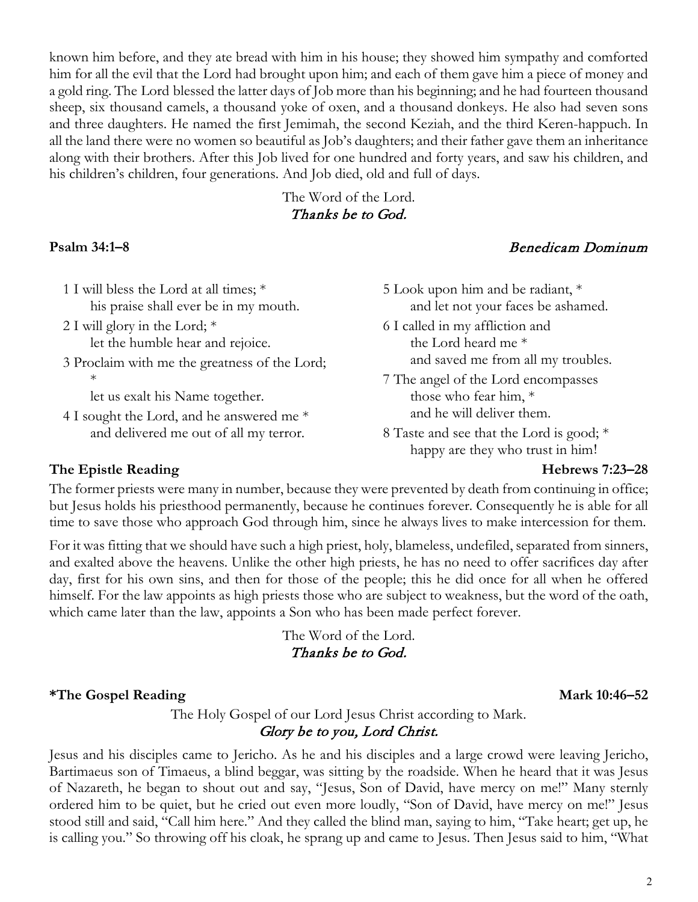known him before, and they ate bread with him in his house; they showed him sympathy and comforted him for all the evil that the Lord had brought upon him; and each of them gave him a piece of money and a gold ring. The Lord blessed the latter days of Job more than his beginning; and he had fourteen thousand sheep, six thousand camels, a thousand yoke of oxen, and a thousand donkeys. He also had seven sons and three daughters. He named the first Jemimah, the second Keziah, and the third Keren-happuch. In all the land there were no women so beautiful as Job's daughters; and their father gave them an inheritance along with their brothers. After this Job lived for one hundred and forty years, and saw his children, and his children's children, four generations. And Job died, old and full of days.

The Word of the Lord.
*Thanks be to God.*

**Psalm 34:1–8** *Benedicam Dominum*

1 I will bless the Lord at all times; *
his praise shall ever be in my mouth.

2 I will glory in the Lord; *
let the humble hear and rejoice.

3 Proclaim with me the greatness of the Lord; *
let us exalt his Name together.

4 I sought the Lord, and he answered me *
and delivered me out of all my terror.

5 Look upon him and be radiant, *
and let not your faces be ashamed.

6 I called in my affliction and the Lord heard me *
and saved me from all my troubles.

7 The angel of the Lord encompasses those who fear him, *
and he will deliver them.

8 Taste and see that the Lord is good; *
happy are they who trust in him!

**The Epistle Reading** **Hebrews 7:23–28**

The former priests were many in number, because they were prevented by death from continuing in office; but Jesus holds his priesthood permanently, because he continues forever. Consequently he is able for all time to save those who approach God through him, since he always lives to make intercession for them.

For it was fitting that we should have such a high priest, holy, blameless, undefiled, separated from sinners, and exalted above the heavens. Unlike the other high priests, he has no need to offer sacrifices day after day, first for his own sins, and then for those of the people; this he did once for all when he offered himself. For the law appoints as high priests those who are subject to weakness, but the word of the oath, which came later than the law, appoints a Son who has been made perfect forever.

The Word of the Lord.
*Thanks be to God.*

**\*The Gospel Reading** **Mark 10:46–52**

The Holy Gospel of our Lord Jesus Christ according to Mark.
*Glory be to you, Lord Christ.*

Jesus and his disciples came to Jericho. As he and his disciples and a large crowd were leaving Jericho, Bartimaeus son of Timaeus, a blind beggar, was sitting by the roadside. When he heard that it was Jesus of Nazareth, he began to shout out and say, "Jesus, Son of David, have mercy on me!" Many sternly ordered him to be quiet, but he cried out even more loudly, "Son of David, have mercy on me!" Jesus stood still and said, "Call him here." And they called the blind man, saying to him, "Take heart; get up, he is calling you." So throwing off his cloak, he sprang up and came to Jesus. Then Jesus said to him, "What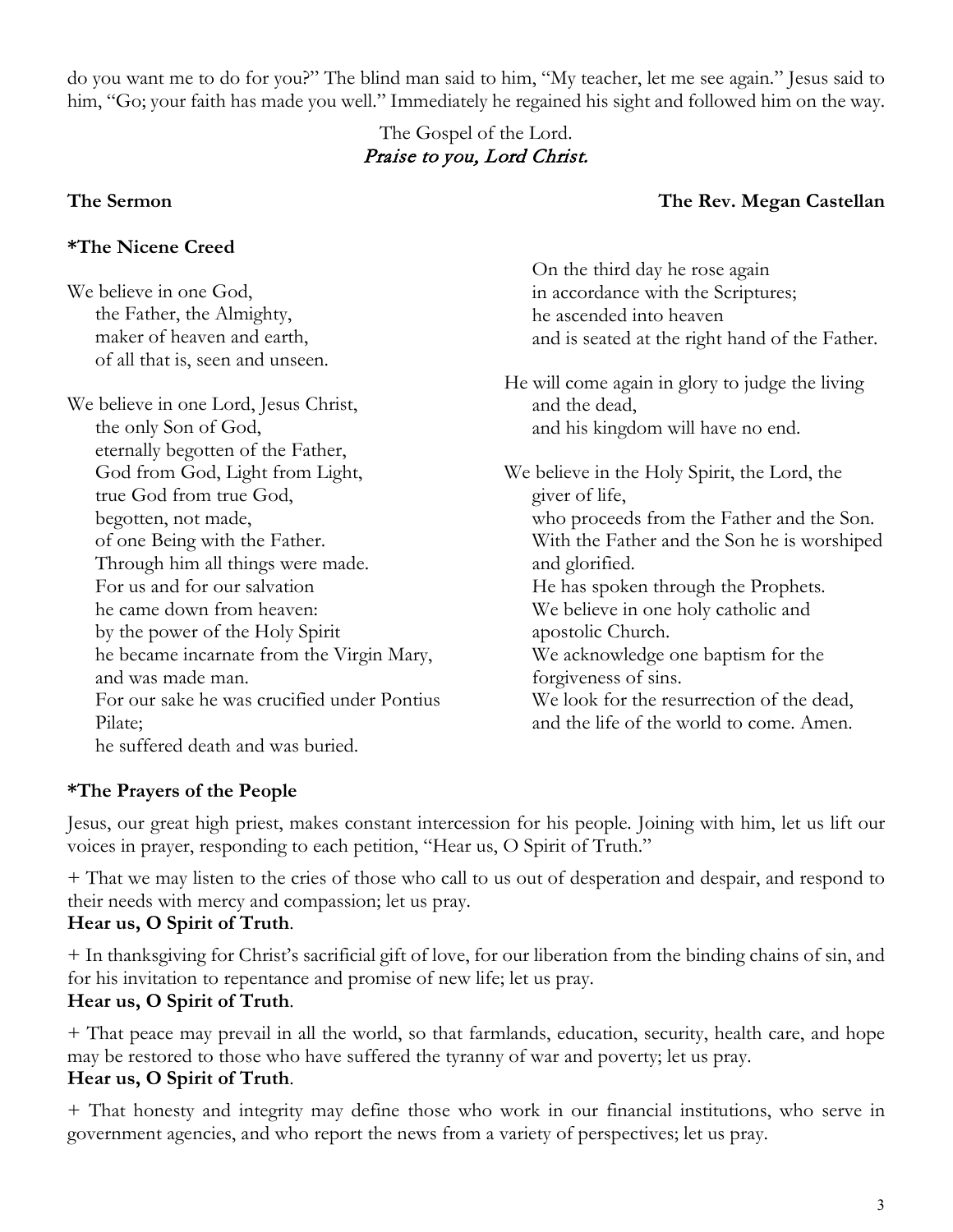do you want me to do for you?" The blind man said to him, "My teacher, let me see again." Jesus said to him, "Go; your faith has made you well." Immediately he regained his sight and followed him on the way.

The Gospel of the Lord.
*Praise to you, Lord Christ.*

**The Sermon** **The Rev. Megan Castellan**

**\*The Nicene Creed**

We believe in one God,
the Father, the Almighty,
maker of heaven and earth,
of all that is, seen and unseen.

We believe in one Lord, Jesus Christ,
the only Son of God,
eternally begotten of the Father,
God from God, Light from Light,
true God from true God,
begotten, not made,
of one Being with the Father.
Through him all things were made.
For us and for our salvation
he came down from heaven:
by the power of the Holy Spirit
he became incarnate from the Virgin Mary,
and was made man.
For our sake he was crucified under Pontius Pilate;
he suffered death and was buried.
On the third day he rose again
in accordance with the Scriptures;
he ascended into heaven
and is seated at the right hand of the Father.

He will come again in glory to judge the living and the dead,
and his kingdom will have no end.

We believe in the Holy Spirit, the Lord, the giver of life,
who proceeds from the Father and the Son.
With the Father and the Son he is worshiped and glorified.
He has spoken through the Prophets.
We believe in one holy catholic and apostolic Church.
We acknowledge one baptism for the forgiveness of sins.
We look for the resurrection of the dead,
and the life of the world to come. Amen.

**\*The Prayers of the People**

Jesus, our great high priest, makes constant intercession for his people. Joining with him, let us lift our voices in prayer, responding to each petition, "Hear us, O Spirit of Truth."

+ That we may listen to the cries of those who call to us out of desperation and despair, and respond to their needs with mercy and compassion; let us pray.
**Hear us, O Spirit of Truth**.

+ In thanksgiving for Christ's sacrificial gift of love, for our liberation from the binding chains of sin, and for his invitation to repentance and promise of new life; let us pray.
**Hear us, O Spirit of Truth**.

+ That peace may prevail in all the world, so that farmlands, education, security, health care, and hope may be restored to those who have suffered the tyranny of war and poverty; let us pray.
**Hear us, O Spirit of Truth**.

+ That honesty and integrity may define those who work in our financial institutions, who serve in government agencies, and who report the news from a variety of perspectives; let us pray.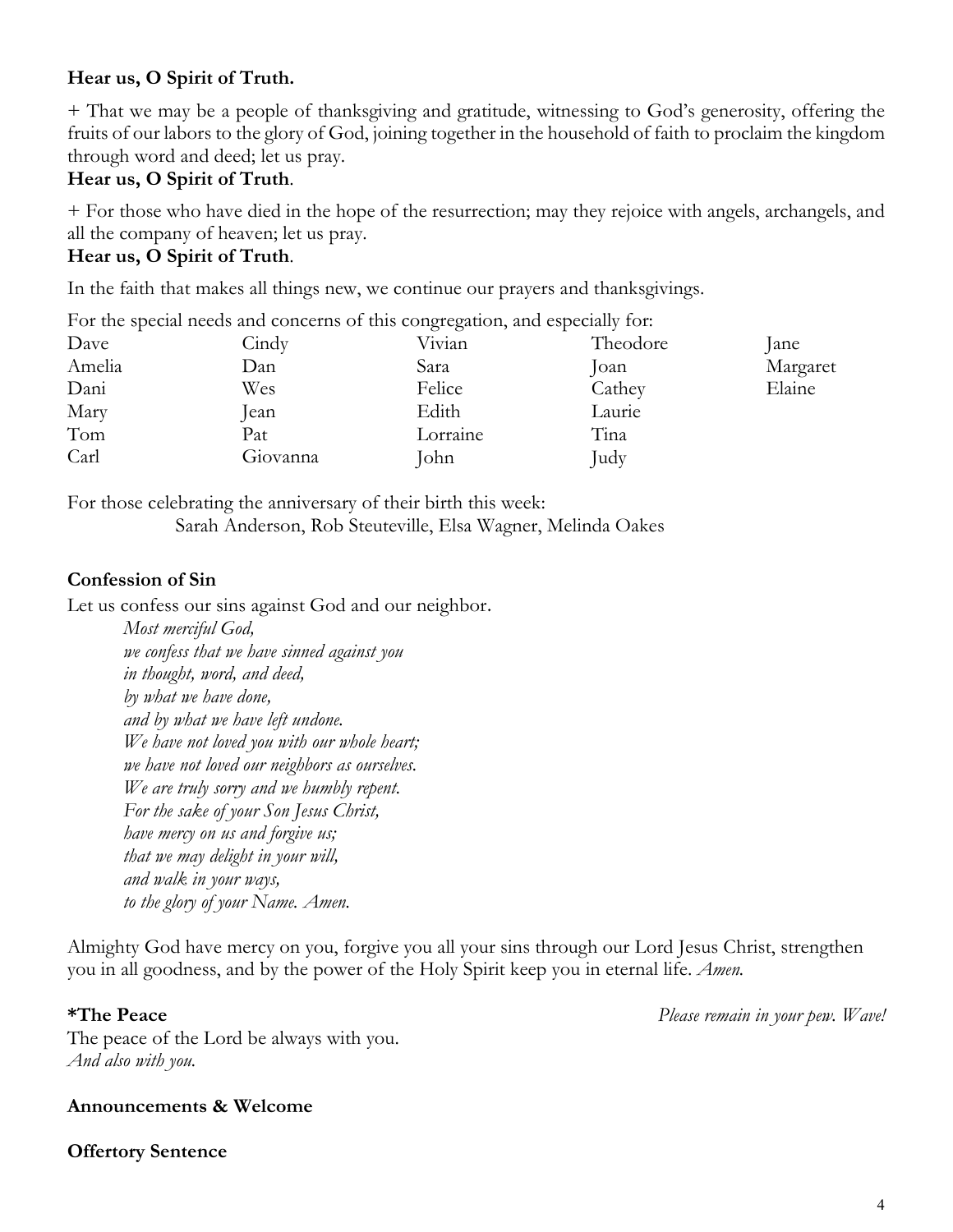**Hear us, O Spirit of Truth.**

+ That we may be a people of thanksgiving and gratitude, witnessing to God's generosity, offering the fruits of our labors to the glory of God, joining together in the household of faith to proclaim the kingdom through word and deed; let us pray.
**Hear us, O Spirit of Truth**.

+ For those who have died in the hope of the resurrection; may they rejoice with angels, archangels, and all the company of heaven; let us pray.
**Hear us, O Spirit of Truth**.

In the faith that makes all things new, we continue our prayers and thanksgivings.

For the special needs and concerns of this congregation, and especially for:

| | | | | |
|---|---|---|---|---|
| Dave | Cindy | Vivian | Theodore | Jane |
| Amelia | Dan | Sara | Joan | Margaret |
| Dani | Wes | Felice | Cathey | Elaine |
| Mary | Jean | Edith | Laurie | |
| Tom | Pat | Lorraine | Tina | |
| Carl | Giovanna | John | Judy | |

For those celebrating the anniversary of their birth this week:
Sarah Anderson, Rob Steuteville, Elsa Wagner, Melinda Oakes

**Confession of Sin**

Let us confess our sins against God and our neighbor.

*Most merciful God,*
*we confess that we have sinned against you*
*in thought, word, and deed,*
*by what we have done,*
*and by what we have left undone.*
*We have not loved you with our whole heart;*
*we have not loved our neighbors as ourselves.*
*We are truly sorry and we humbly repent.*
*For the sake of your Son Jesus Christ,*
*have mercy on us and forgive us;*
*that we may delight in your will,*
*and walk in your ways,*
*to the glory of your Name. Amen.*

Almighty God have mercy on you, forgive you all your sins through our Lord Jesus Christ, strengthen you in all goodness, and by the power of the Holy Spirit keep you in eternal life. *Amen.*

**\*The Peace** *Please remain in your pew. Wave!*

The peace of the Lord be always with you.
*And also with you.*

**Announcements & Welcome**

**Offertory Sentence**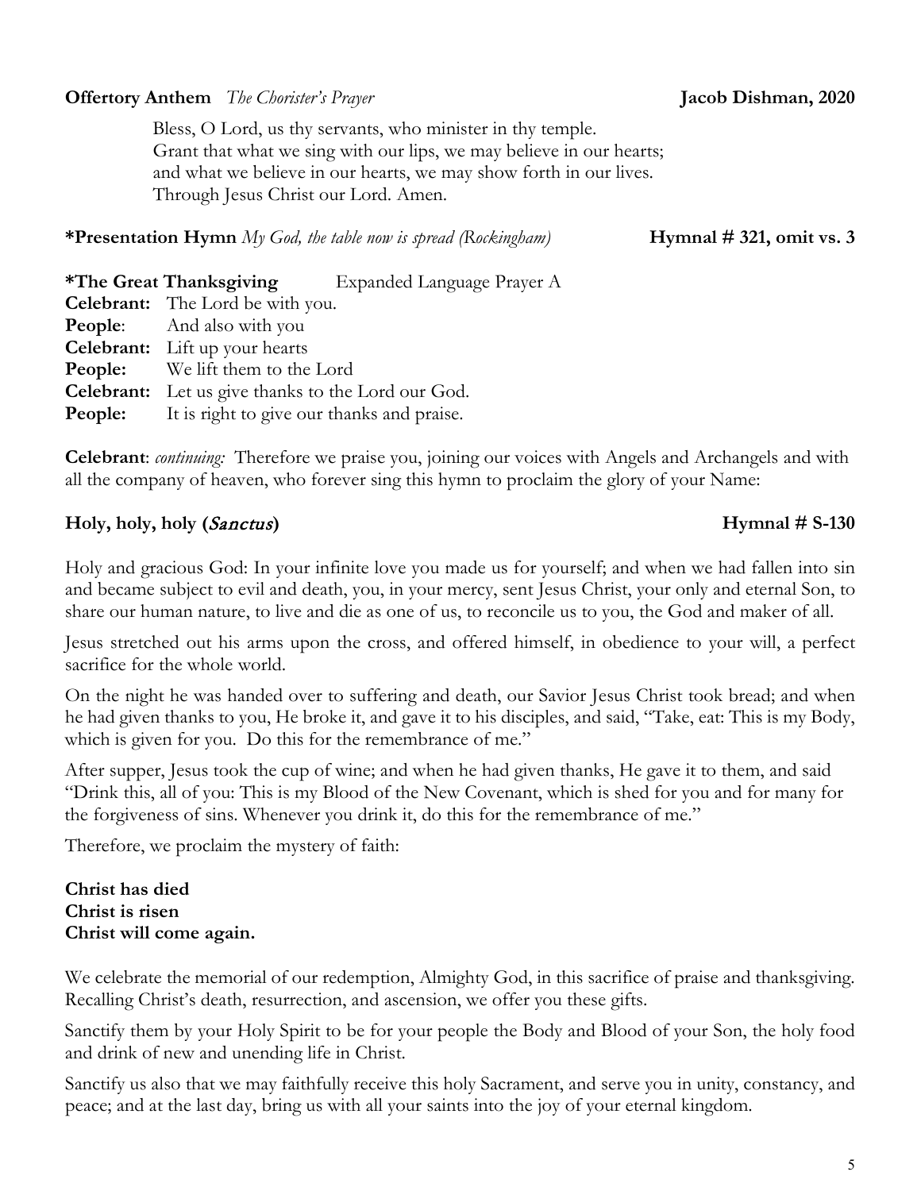**Offertory Anthem** *The Chorister's Prayer* **Jacob Dishman, 2020**

Bless, O Lord, us thy servants, who minister in thy temple.
Grant that what we sing with our lips, we may believe in our hearts;
and what we believe in our hearts, we may show forth in our lives.
Through Jesus Christ our Lord. Amen.

**\*Presentation Hymn** *My God, the table now is spread (Rockingham)* **Hymnal # 321, omit vs. 3**

**\*The Great Thanksgiving** Expanded Language Prayer A

**Celebrant:** The Lord be with you.
**People**: And also with you
**Celebrant:** Lift up your hearts
**People:** We lift them to the Lord
**Celebrant:** Let us give thanks to the Lord our God.
**People:** It is right to give our thanks and praise.

**Celebrant**: *continuing:* Therefore we praise you, joining our voices with Angels and Archangels and with all the company of heaven, who forever sing this hymn to proclaim the glory of your Name:

**Holy, holy, holy (*Sanctus*)** **Hymnal # S-130**

Holy and gracious God: In your infinite love you made us for yourself; and when we had fallen into sin and became subject to evil and death, you, in your mercy, sent Jesus Christ, your only and eternal Son, to share our human nature, to live and die as one of us, to reconcile us to you, the God and maker of all.

Jesus stretched out his arms upon the cross, and offered himself, in obedience to your will, a perfect sacrifice for the whole world.

On the night he was handed over to suffering and death, our Savior Jesus Christ took bread; and when he had given thanks to you, He broke it, and gave it to his disciples, and said, "Take, eat: This is my Body, which is given for you. Do this for the remembrance of me."

After supper, Jesus took the cup of wine; and when he had given thanks, He gave it to them, and said "Drink this, all of you: This is my Blood of the New Covenant, which is shed for you and for many for the forgiveness of sins. Whenever you drink it, do this for the remembrance of me."

Therefore, we proclaim the mystery of faith:

**Christ has died**
**Christ is risen**
**Christ will come again.**

We celebrate the memorial of our redemption, Almighty God, in this sacrifice of praise and thanksgiving. Recalling Christ's death, resurrection, and ascension, we offer you these gifts.

Sanctify them by your Holy Spirit to be for your people the Body and Blood of your Son, the holy food and drink of new and unending life in Christ.

Sanctify us also that we may faithfully receive this holy Sacrament, and serve you in unity, constancy, and peace; and at the last day, bring us with all your saints into the joy of your eternal kingdom.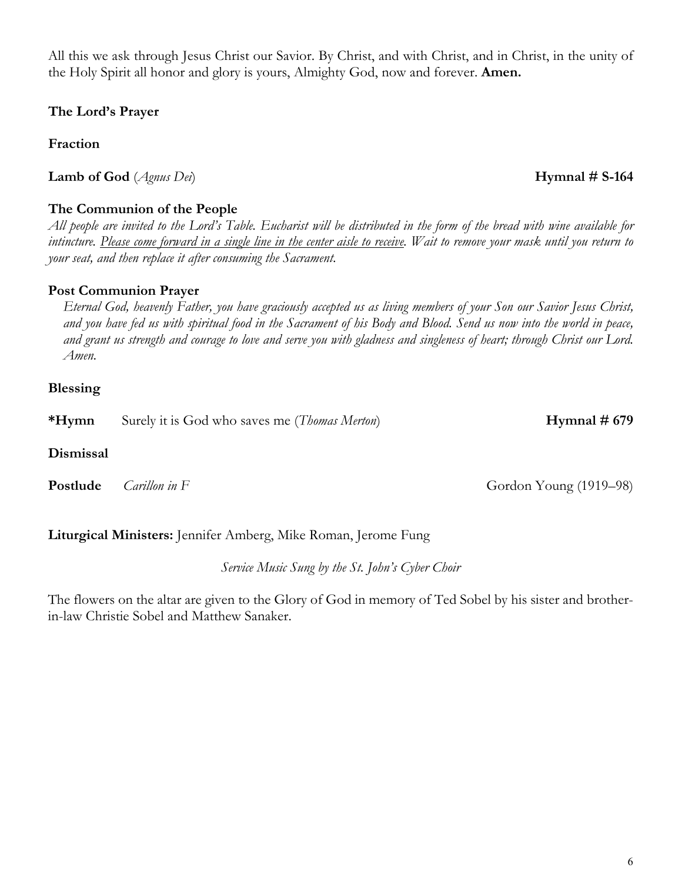All this we ask through Jesus Christ our Savior. By Christ, and with Christ, and in Christ, in the unity of the Holy Spirit all honor and glory is yours, Almighty God, now and forever. **Amen.**

**The Lord's Prayer**

**Fraction**

**Lamb of God** (*Agnus Dei*) **Hymnal # S-164**

**The Communion of the People**

*All people are invited to the Lord's Table. Eucharist will be distributed in the form of the bread with wine available for intincture. <u>Please come forward in a single line in the center aisle to receive</u>. Wait to remove your mask until you return to your seat, and then replace it after consuming the Sacrament.*

**Post Communion Prayer**

*Eternal God, heavenly Father, you have graciously accepted us as living members of your Son our Savior Jesus Christ, and you have fed us with spiritual food in the Sacrament of his Body and Blood. Send us now into the world in peace, and grant us strength and courage to love and serve you with gladness and singleness of heart; through Christ our Lord. Amen.*

**Blessing**

**\*Hymn** Surely it is God who saves me (*Thomas Merton*) **Hymnal # 679**

**Dismissal**

**Postlude** *Carillon in F* Gordon Young (1919–98)

**Liturgical Ministers:** Jennifer Amberg, Mike Roman, Jerome Fung

*Service Music Sung by the St. John's Cyber Choir*

The flowers on the altar are given to the Glory of God in memory of Ted Sobel by his sister and brother-in-law Christie Sobel and Matthew Sanaker.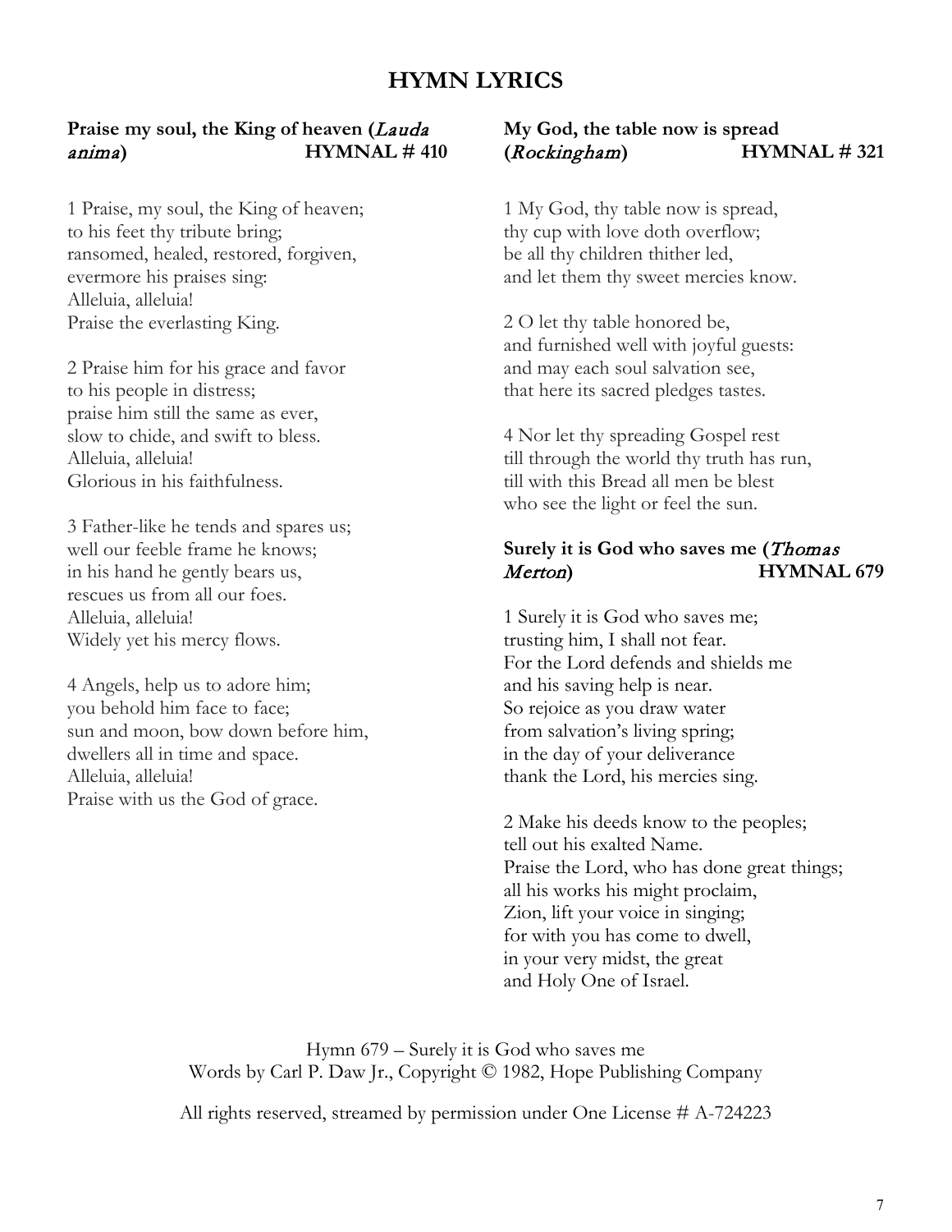# HYMN LYRICS

### **Praise my soul, the King of heaven (*Lauda anima*)** **HYMNAL # 410**

1 Praise, my soul, the King of heaven;
to his feet thy tribute bring;
ransomed, healed, restored, forgiven,
evermore his praises sing:
Alleluia, alleluia!
Praise the everlasting King.

2 Praise him for his grace and favor
to his people in distress;
praise him still the same as ever,
slow to chide, and swift to bless.
Alleluia, alleluia!
Glorious in his faithfulness.

3 Father-like he tends and spares us;
well our feeble frame he knows;
in his hand he gently bears us,
rescues us from all our foes.
Alleluia, alleluia!
Widely yet his mercy flows.

4 Angels, help us to adore him;
you behold him face to face;
sun and moon, bow down before him,
dwellers all in time and space.
Alleluia, alleluia!
Praise with us the God of grace.

### **My God, the table now is spread (*Rockingham*)** **HYMNAL # 321**

1 My God, thy table now is spread,
thy cup with love doth overflow;
be all thy children thither led,
and let them thy sweet mercies know.

2 O let thy table honored be,
and furnished well with joyful guests:
and may each soul salvation see,
that here its sacred pledges tastes.

4 Nor let thy spreading Gospel rest
till through the world thy truth has run,
till with this Bread all men be blest
who see the light or feel the sun.

### **Surely it is God who saves me (*Thomas Merton*)** **HYMNAL 679**

1 Surely it is God who saves me;
trusting him, I shall not fear.
For the Lord defends and shields me
and his saving help is near.
So rejoice as you draw water
from salvation's living spring;
in the day of your deliverance
thank the Lord, his mercies sing.

2 Make his deeds know to the peoples;
tell out his exalted Name.
Praise the Lord, who has done great things;
all his works his might proclaim,
Zion, lift your voice in singing;
for with you has come to dwell,
in your very midst, the great
and Holy One of Israel.

Hymn 679 – Surely it is God who saves me
Words by Carl P. Daw Jr., Copyright © 1982, Hope Publishing Company

All rights reserved, streamed by permission under One License # A-724223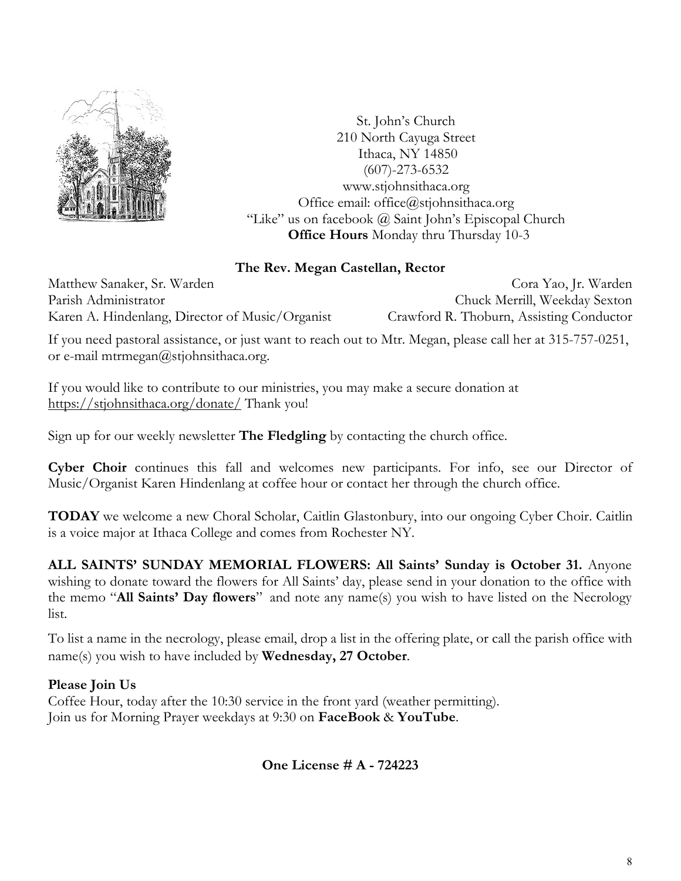St. John's Church
210 North Cayuga Street
Ithaca, NY 14850
(607)-273-6532
www.stjohnsithaca.org
Office email: office@stjohnsithaca.org
"Like" us on facebook @ Saint John's Episcopal Church
**Office Hours** Monday thru Thursday 10-3

**The Rev. Megan Castellan, Rector**

| | |
|---|---|
| Matthew Sanaker, Sr. Warden | Cora Yao, Jr. Warden |
| Parish Administrator | Chuck Merrill, Weekday Sexton |
| Karen A. Hindenlang, Director of Music/Organist | Crawford R. Thoburn, Assisting Conductor |

If you need pastoral assistance, or just want to reach out to Mtr. Megan, please call her at 315-757-0251, or e-mail mtrmegan@stjohnsithaca.org.

If you would like to contribute to our ministries, you may make a secure donation at https://stjohnsithaca.org/donate/ Thank you!

Sign up for our weekly newsletter **The Fledgling** by contacting the church office.

**Cyber Choir** continues this fall and welcomes new participants. For info, see our Director of Music/Organist Karen Hindenlang at coffee hour or contact her through the church office.

**TODAY** we welcome a new Choral Scholar, Caitlin Glastonbury, into our ongoing Cyber Choir. Caitlin is a voice major at Ithaca College and comes from Rochester NY.

**ALL SAINTS' SUNDAY MEMORIAL FLOWERS: All Saints' Sunday is October 31.** Anyone wishing to donate toward the flowers for All Saints' day, please send in your donation to the office with the memo "**All Saints' Day flowers**" and note any name(s) you wish to have listed on the Necrology list.

To list a name in the necrology, please email, drop a list in the offering plate, or call the parish office with name(s) you wish to have included by **Wednesday, 27 October**.

**Please Join Us**
Coffee Hour, today after the 10:30 service in the front yard (weather permitting).
Join us for Morning Prayer weekdays at 9:30 on **FaceBook** & **YouTube**.

**One License # A - 724223**